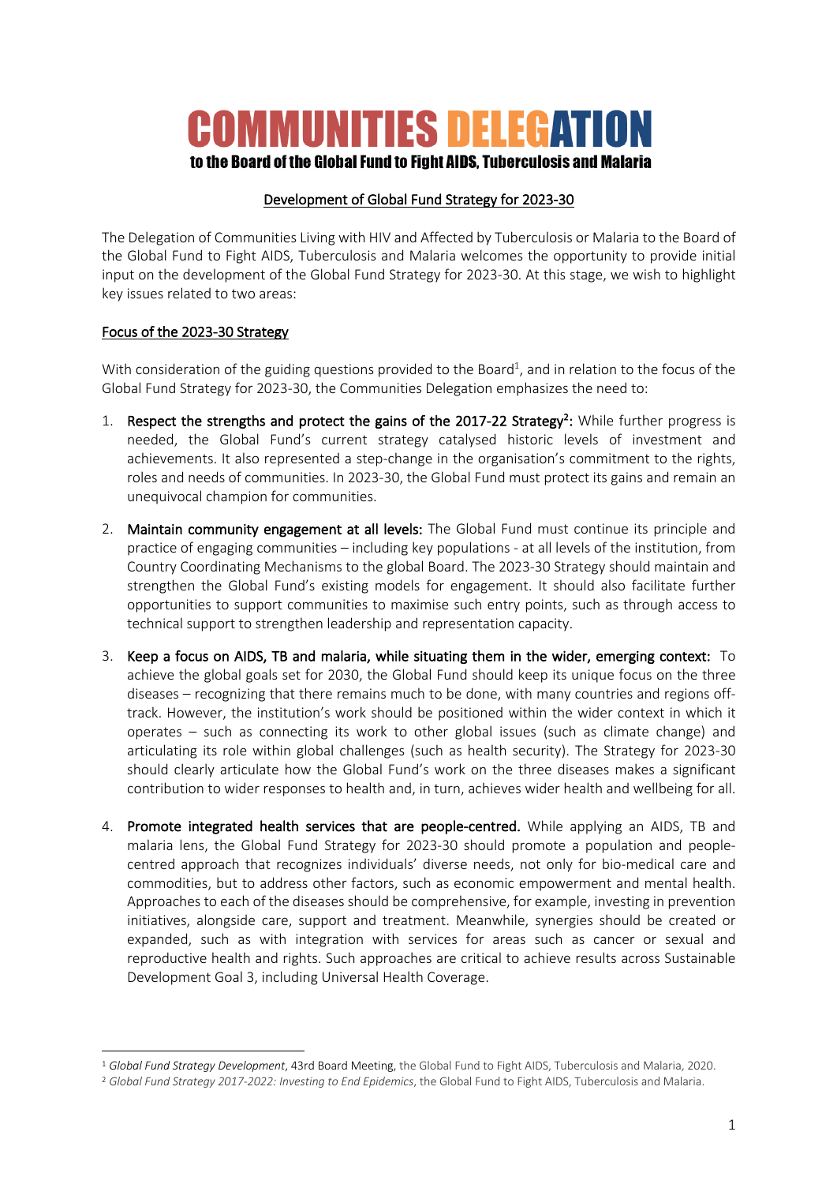# COMMUNITIES DELEGATION

**to the Board of the Global Fund to Fight AIDS, Tuberculosis and Malaria**

## Development of Global Fund Strategy for 2023-30

The Delegation of Communities Living with HIV and Affected by Tuberculosis or Malaria to the Board of the Global Fund to Fight AIDS, Tuberculosis and Malaria welcomes the opportunity to provide initial input on the development of the Global Fund Strategy for 2023-30. At this stage, we wish to highlight key issues related to two areas:

### Focus of the 2023-30 Strategy

With consideration of the guiding questions provided to the Board[1], and in relation to the focus of the Global Fund Strategy for 2023-30, the Communities Delegation emphasizes the need to:

1. **Respect the strengths and protect the gains of the 2017-22 Strategy[2]:** While further progress is needed, the Global Fund's current strategy catalysed historic levels of investment and achievements. It also represented a step-change in the organisation's commitment to the rights, roles and needs of communities. In 2023-30, the Global Fund must protect its gains and remain an unequivocal champion for communities.

2. **Maintain community engagement at all levels:** The Global Fund must continue its principle and practice of engaging communities – including key populations - at all levels of the institution, from Country Coordinating Mechanisms to the global Board. The 2023-30 Strategy should maintain and strengthen the Global Fund's existing models for engagement. It should also facilitate further opportunities to support communities to maximise such entry points, such as through access to technical support to strengthen leadership and representation capacity.

3. **Keep a focus on AIDS, TB and malaria, while situating them in the wider, emerging context:** To achieve the global goals set for 2030, the Global Fund should keep its unique focus on the three diseases – recognizing that there remains much to be done, with many countries and regions off-track. However, the institution's work should be positioned within the wider context in which it operates – such as connecting its work to other global issues (such as climate change) and articulating its role within global challenges (such as health security). The Strategy for 2023-30 should clearly articulate how the Global Fund's work on the three diseases makes a significant contribution to wider responses to health and, in turn, achieves wider health and wellbeing for all.

4. **Promote integrated health services that are people-centred.** While applying an AIDS, TB and malaria lens, the Global Fund Strategy for 2023-30 should promote a population and people-centred approach that recognizes individuals' diverse needs, not only for bio-medical care and commodities, but to address other factors, such as economic empowerment and mental health. Approaches to each of the diseases should be comprehensive, for example, investing in prevention initiatives, alongside care, support and treatment. Meanwhile, synergies should be created or expanded, such as with integration with services for areas such as cancer or sexual and reproductive health and rights. Such approaches are critical to achieve results across Sustainable Development Goal 3, including Universal Health Coverage.

---

[1] *Global Fund Strategy Development*, 43rd Board Meeting, the Global Fund to Fight AIDS, Tuberculosis and Malaria, 2020.

[2] *Global Fund Strategy 2017-2022: Investing to End Epidemics*, the Global Fund to Fight AIDS, Tuberculosis and Malaria.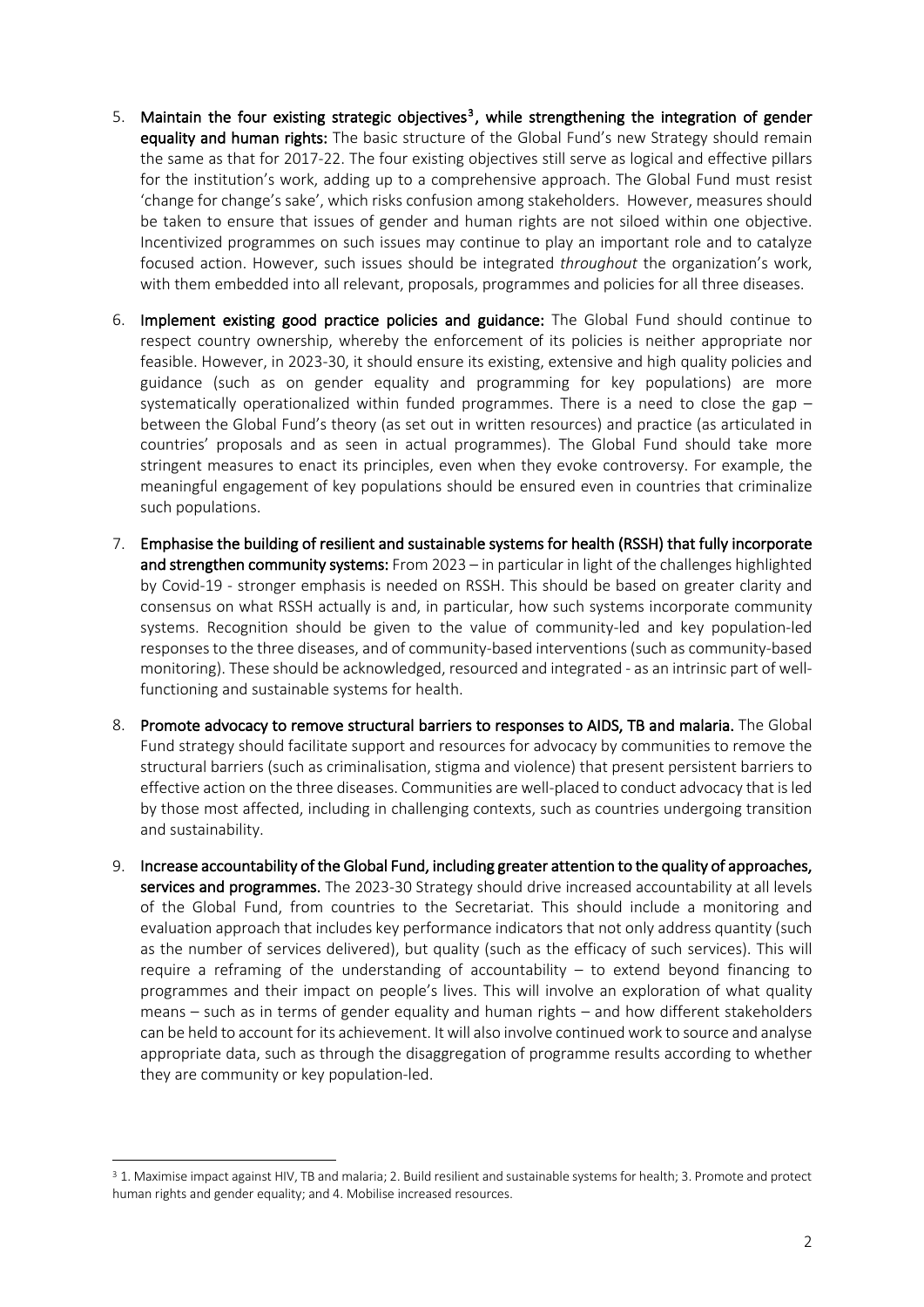5. **Maintain the four existing strategic objectives[3], while strengthening the integration of gender equality and human rights:** The basic structure of the Global Fund's new Strategy should remain the same as that for 2017-22. The four existing objectives still serve as logical and effective pillars for the institution's work, adding up to a comprehensive approach. The Global Fund must resist 'change for change's sake', which risks confusion among stakeholders. However, measures should be taken to ensure that issues of gender and human rights are not siloed within one objective. Incentivized programmes on such issues may continue to play an important role and to catalyze focused action. However, such issues should be integrated *throughout* the organization's work, with them embedded into all relevant, proposals, programmes and policies for all three diseases.

6. **Implement existing good practice policies and guidance:** The Global Fund should continue to respect country ownership, whereby the enforcement of its policies is neither appropriate nor feasible. However, in 2023-30, it should ensure its existing, extensive and high quality policies and guidance (such as on gender equality and programming for key populations) are more systematically operationalized within funded programmes. There is a need to close the gap – between the Global Fund's theory (as set out in written resources) and practice (as articulated in countries' proposals and as seen in actual programmes). The Global Fund should take more stringent measures to enact its principles, even when they evoke controversy. For example, the meaningful engagement of key populations should be ensured even in countries that criminalize such populations.

7. **Emphasise the building of resilient and sustainable systems for health (RSSH) that fully incorporate and strengthen community systems:** From 2023 – in particular in light of the challenges highlighted by Covid-19 - stronger emphasis is needed on RSSH. This should be based on greater clarity and consensus on what RSSH actually is and, in particular, how such systems incorporate community systems. Recognition should be given to the value of community-led and key population-led responses to the three diseases, and of community-based interventions (such as community-based monitoring). These should be acknowledged, resourced and integrated - as an intrinsic part of well-functioning and sustainable systems for health.

8. **Promote advocacy to remove structural barriers to responses to AIDS, TB and malaria.** The Global Fund strategy should facilitate support and resources for advocacy by communities to remove the structural barriers (such as criminalisation, stigma and violence) that present persistent barriers to effective action on the three diseases. Communities are well-placed to conduct advocacy that is led by those most affected, including in challenging contexts, such as countries undergoing transition and sustainability.

9. **Increase accountability of the Global Fund, including greater attention to the quality of approaches, services and programmes.** The 2023-30 Strategy should drive increased accountability at all levels of the Global Fund, from countries to the Secretariat. This should include a monitoring and evaluation approach that includes key performance indicators that not only address quantity (such as the number of services delivered), but quality (such as the efficacy of such services). This will require a reframing of the understanding of accountability – to extend beyond financing to programmes and their impact on people's lives. This will involve an exploration of what quality means – such as in terms of gender equality and human rights – and how different stakeholders can be held to account for its achievement. It will also involve continued work to source and analyse appropriate data, such as through the disaggregation of programme results according to whether they are community or key population-led.

---

[3] 1. Maximise impact against HIV, TB and malaria; 2. Build resilient and sustainable systems for health; 3. Promote and protect human rights and gender equality; and 4. Mobilise increased resources.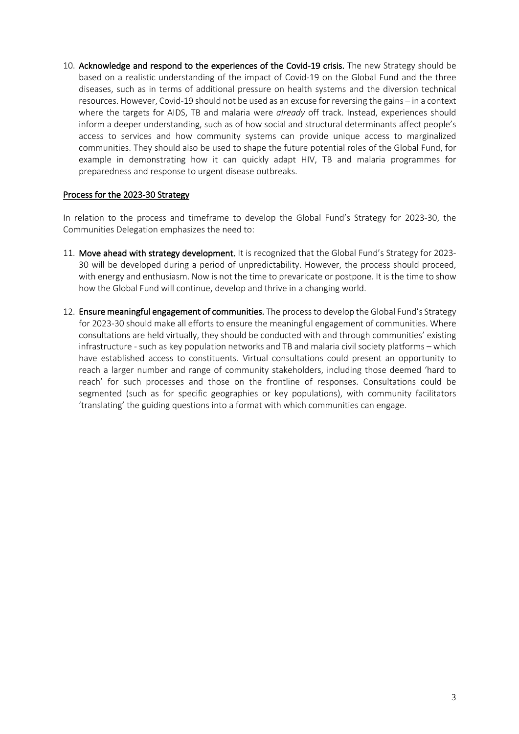10. **Acknowledge and respond to the experiences of the Covid-19 crisis.** The new Strategy should be based on a realistic understanding of the impact of Covid-19 on the Global Fund and the three diseases, such as in terms of additional pressure on health systems and the diversion technical resources. However, Covid-19 should not be used as an excuse for reversing the gains – in a context where the targets for AIDS, TB and malaria were *already* off track. Instead, experiences should inform a deeper understanding, such as of how social and structural determinants affect people's access to services and how community systems can provide unique access to marginalized communities. They should also be used to shape the future potential roles of the Global Fund, for example in demonstrating how it can quickly adapt HIV, TB and malaria programmes for preparedness and response to urgent disease outbreaks.

<u>Process for the 2023-30 Strategy</u>

In relation to the process and timeframe to develop the Global Fund's Strategy for 2023-30, the Communities Delegation emphasizes the need to:

11. **Move ahead with strategy development.** It is recognized that the Global Fund's Strategy for 2023-30 will be developed during a period of unpredictability. However, the process should proceed, with energy and enthusiasm. Now is not the time to prevaricate or postpone. It is the time to show how the Global Fund will continue, develop and thrive in a changing world.

12. **Ensure meaningful engagement of communities.** The process to develop the Global Fund's Strategy for 2023-30 should make all efforts to ensure the meaningful engagement of communities. Where consultations are held virtually, they should be conducted with and through communities' existing infrastructure - such as key population networks and TB and malaria civil society platforms – which have established access to constituents. Virtual consultations could present an opportunity to reach a larger number and range of community stakeholders, including those deemed 'hard to reach' for such processes and those on the frontline of responses. Consultations could be segmented (such as for specific geographies or key populations), with community facilitators 'translating' the guiding questions into a format with which communities can engage.